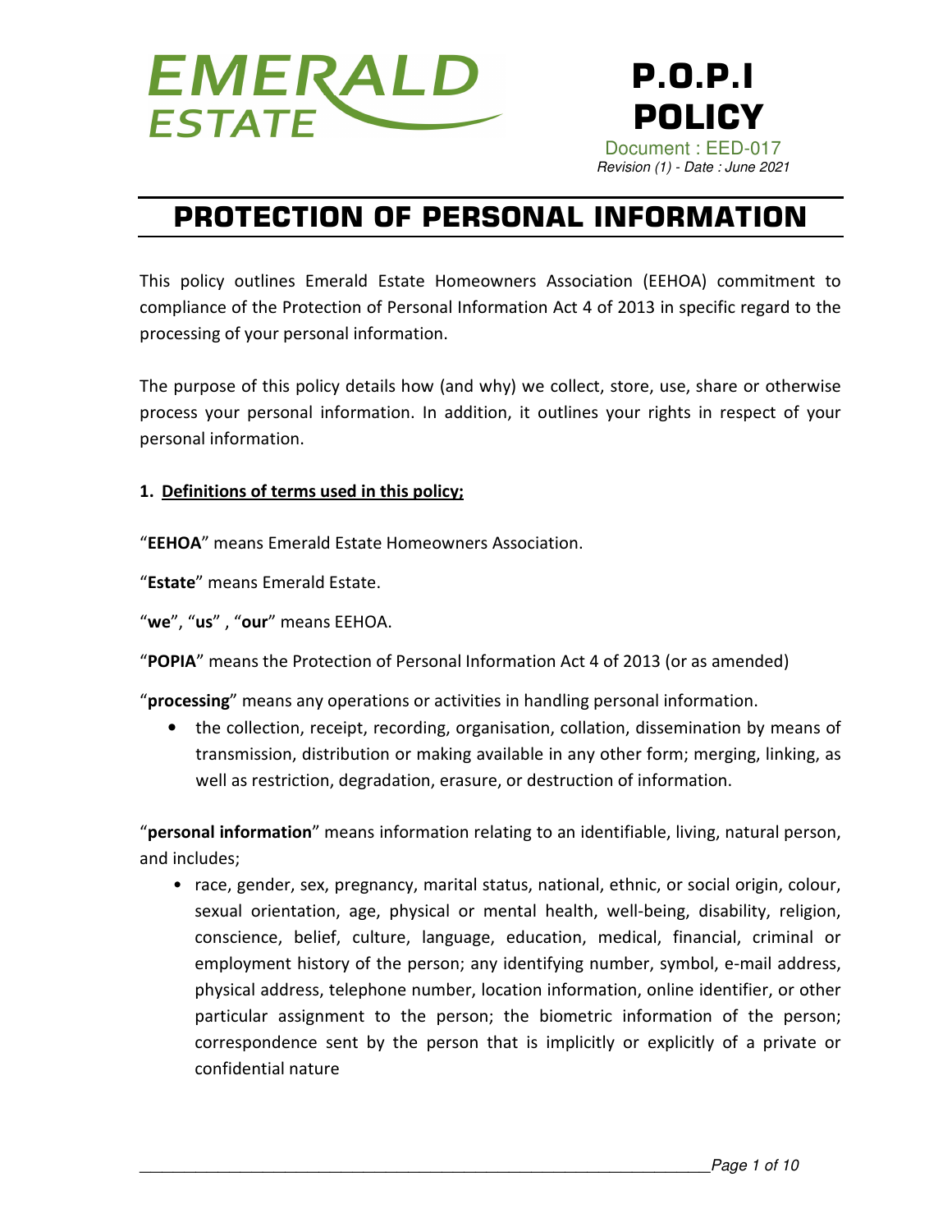EMERALD ESTATE

**P.O.P.I POLICY**

Document : EED-017

*Revision (1) - Date : June 2021*

# PROTECTION OF PERSONAL INFORMATION

This policy outlines Emerald Estate Homeowners Association (EEHOA) commitment to compliance of the Protection of Personal Information Act 4 of 2013 in specific regard to the processing of your personal information.

The purpose of this policy details how (and why) we collect, store, use, share or otherwise process your personal information. In addition, it outlines your rights in respect of your personal information.

**1. <u>Definitions of terms used in this policy;</u>**

"**EEHOA**" means Emerald Estate Homeowners Association.

"**Estate**" means Emerald Estate.

"**we**", "**us**" , "**our**" means EEHOA.

"**POPIA**" means the Protection of Personal Information Act 4 of 2013 (or as amended)

"**processing**" means any operations or activities in handling personal information.

- the collection, receipt, recording, organisation, collation, dissemination by means of transmission, distribution or making available in any other form; merging, linking, as well as restriction, degradation, erasure, or destruction of information.

"**personal information**" means information relating to an identifiable, living, natural person, and includes;

- race, gender, sex, pregnancy, marital status, national, ethnic, or social origin, colour, sexual orientation, age, physical or mental health, well-being, disability, religion, conscience, belief, culture, language, education, medical, financial, criminal or employment history of the person; any identifying number, symbol, e-mail address, physical address, telephone number, location information, online identifier, or other particular assignment to the person; the biometric information of the person; correspondence sent by the person that is implicitly or explicitly of a private or confidential nature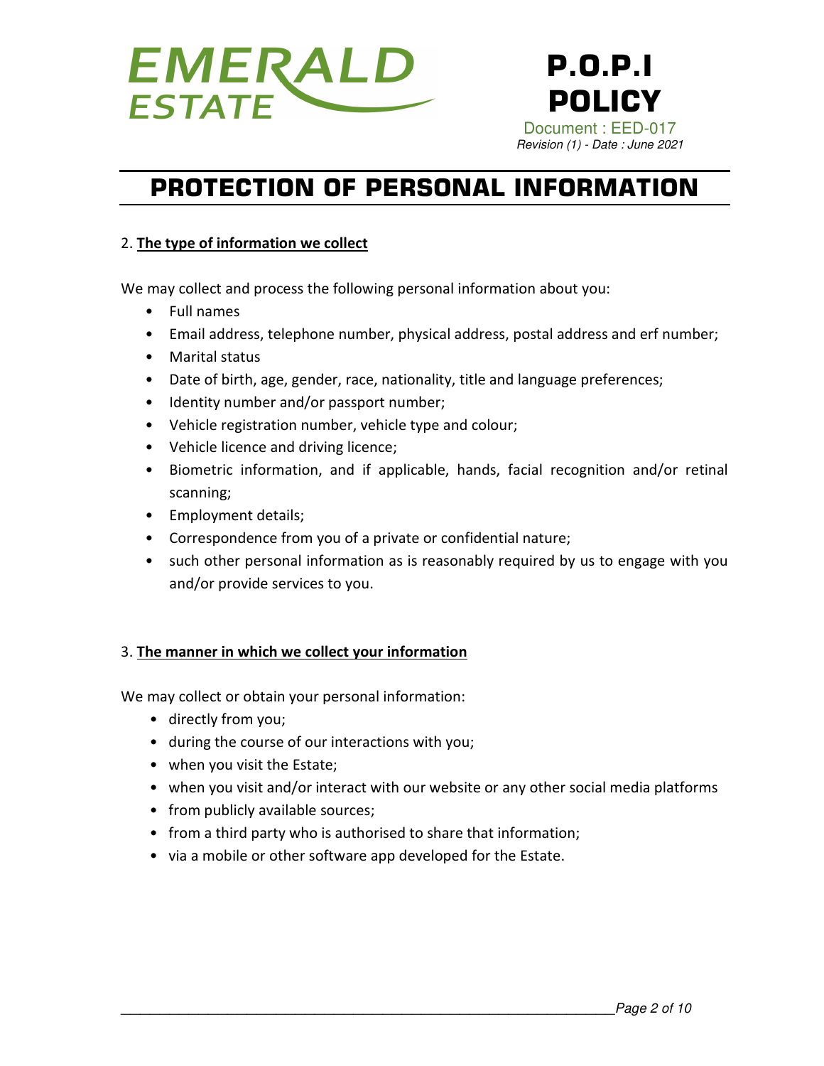# PROTECTION OF PERSONAL INFORMATION

## 2. The type of information we collect

We may collect and process the following personal information about you:

- Full names
- Email address, telephone number, physical address, postal address and erf number;
- Marital status
- Date of birth, age, gender, race, nationality, title and language preferences;
- Identity number and/or passport number;
- Vehicle registration number, vehicle type and colour;
- Vehicle licence and driving licence;
- Biometric information, and if applicable, hands, facial recognition and/or retinal scanning;
- Employment details;
- Correspondence from you of a private or confidential nature;
- such other personal information as is reasonably required by us to engage with you and/or provide services to you.

## 3. The manner in which we collect your information

We may collect or obtain your personal information:

- directly from you;
- during the course of our interactions with you;
- when you visit the Estate;
- when you visit and/or interact with our website or any other social media platforms
- from publicly available sources;
- from a third party who is authorised to share that information;
- via a mobile or other software app developed for the Estate.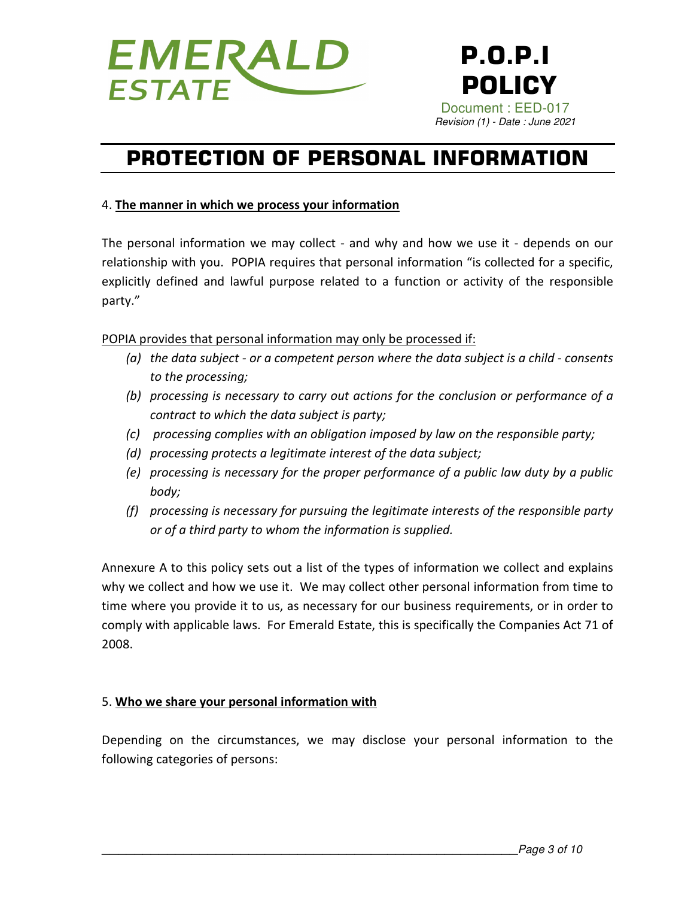## 4. **The manner in which we process your information**

The personal information we may collect - and why and how we use it - depends on our relationship with you. POPIA requires that personal information "is collected for a specific, explicitly defined and lawful purpose related to a function or activity of the responsible party."

<u>POPIA provides that personal information may only be processed if:</u>

- *(a) the data subject - or a competent person where the data subject is a child - consents to the processing;*
- *(b) processing is necessary to carry out actions for the conclusion or performance of a contract to which the data subject is party;*
- *(c) processing complies with an obligation imposed by law on the responsible party;*
- *(d) processing protects a legitimate interest of the data subject;*
- *(e) processing is necessary for the proper performance of a public law duty by a public body;*
- *(f) processing is necessary for pursuing the legitimate interests of the responsible party or of a third party to whom the information is supplied.*

Annexure A to this policy sets out a list of the types of information we collect and explains why we collect and how we use it. We may collect other personal information from time to time where you provide it to us, as necessary for our business requirements, or in order to comply with applicable laws. For Emerald Estate, this is specifically the Companies Act 71 of 2008.

## 5. **Who we share your personal information with**

Depending on the circumstances, we may disclose your personal information to the following categories of persons: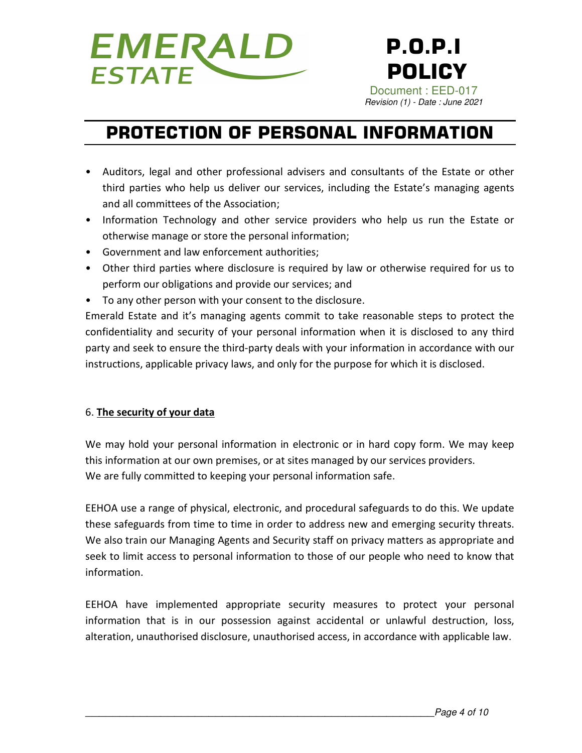- Auditors, legal and other professional advisers and consultants of the Estate or other third parties who help us deliver our services, including the Estate's managing agents and all committees of the Association;
- Information Technology and other service providers who help us run the Estate or otherwise manage or store the personal information;
- Government and law enforcement authorities;
- Other third parties where disclosure is required by law or otherwise required for us to perform our obligations and provide our services; and
- To any other person with your consent to the disclosure.

Emerald Estate and it's managing agents commit to take reasonable steps to protect the confidentiality and security of your personal information when it is disclosed to any third party and seek to ensure the third-party deals with your information in accordance with our instructions, applicable privacy laws, and only for the purpose for which it is disclosed.

6. **<u>The security of your data</u>**

We may hold your personal information in electronic or in hard copy form. We may keep this information at our own premises, or at sites managed by our services providers. We are fully committed to keeping your personal information safe.

EEHOA use a range of physical, electronic, and procedural safeguards to do this. We update these safeguards from time to time in order to address new and emerging security threats. We also train our Managing Agents and Security staff on privacy matters as appropriate and seek to limit access to personal information to those of our people who need to know that information.

EEHOA have implemented appropriate security measures to protect your personal information that is in our possession against accidental or unlawful destruction, loss, alteration, unauthorised disclosure, unauthorised access, in accordance with applicable law.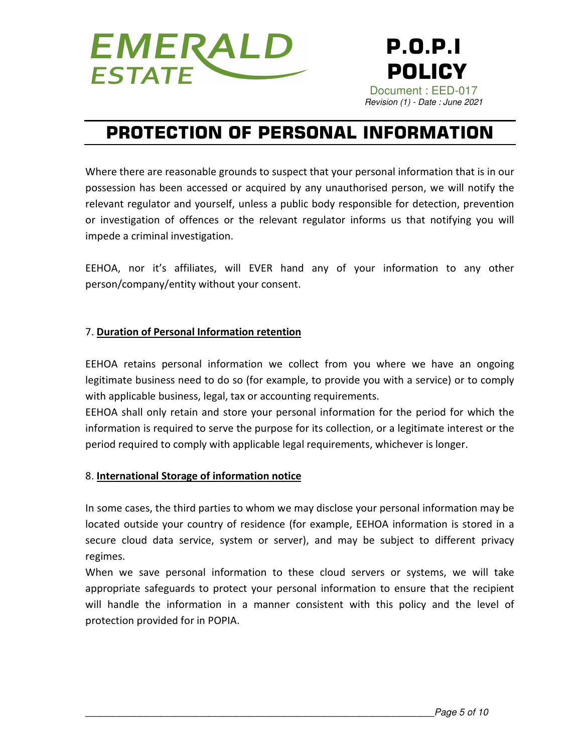# PROTECTION OF PERSONAL INFORMATION

Where there are reasonable grounds to suspect that your personal information that is in our possession has been accessed or acquired by any unauthorised person, we will notify the relevant regulator and yourself, unless a public body responsible for detection, prevention or investigation of offences or the relevant regulator informs us that notifying you will impede a criminal investigation.

EEHOA, nor it's affiliates, will EVER hand any of your information to any other person/company/entity without your consent.

## 7. Duration of Personal Information retention

EEHOA retains personal information we collect from you where we have an ongoing legitimate business need to do so (for example, to provide you with a service) or to comply with applicable business, legal, tax or accounting requirements.

EEHOA shall only retain and store your personal information for the period for which the information is required to serve the purpose for its collection, or a legitimate interest or the period required to comply with applicable legal requirements, whichever is longer.

## 8. International Storage of information notice

In some cases, the third parties to whom we may disclose your personal information may be located outside your country of residence (for example, EEHOA information is stored in a secure cloud data service, system or server), and may be subject to different privacy regimes.

When we save personal information to these cloud servers or systems, we will take appropriate safeguards to protect your personal information to ensure that the recipient will handle the information in a manner consistent with this policy and the level of protection provided for in POPIA.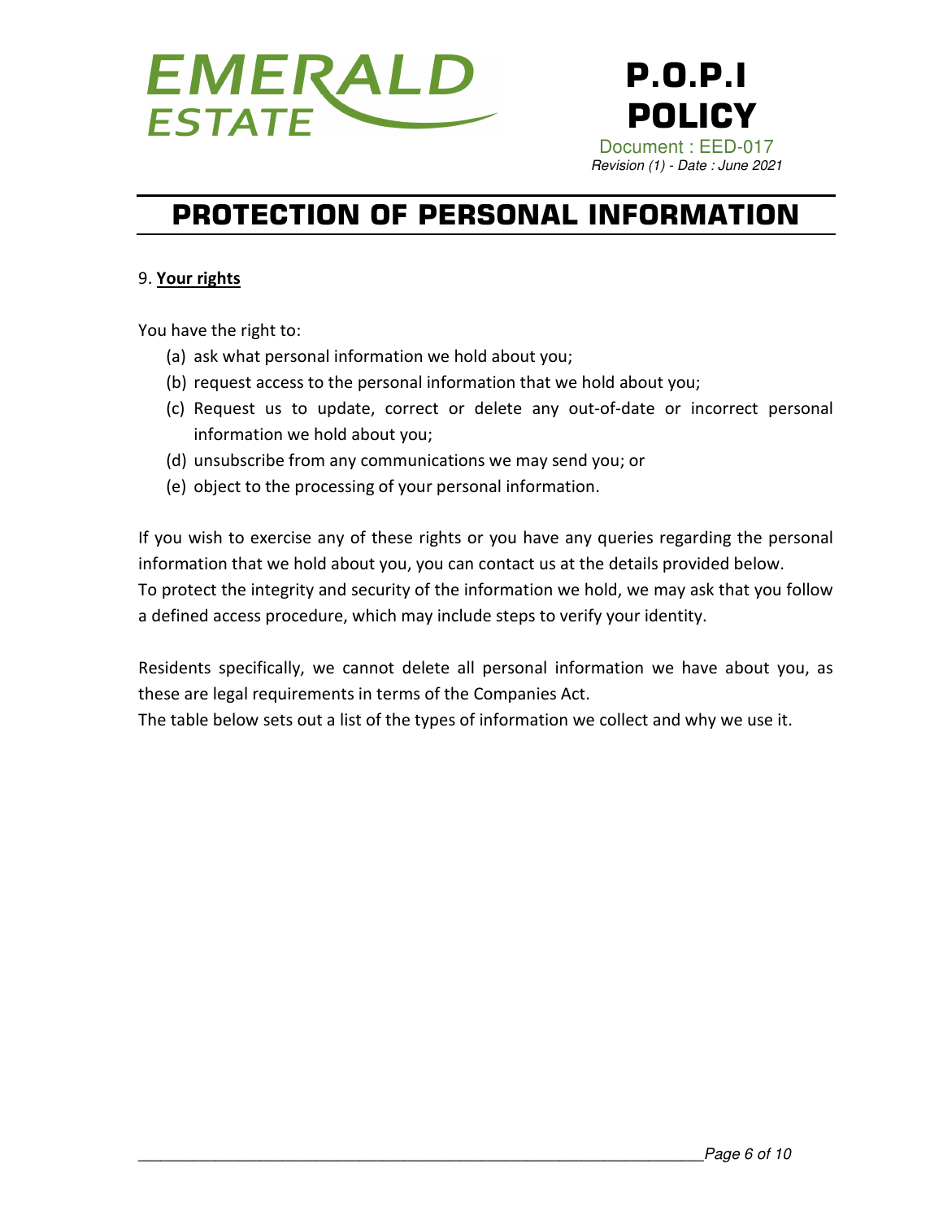## 9. **Your rights**

You have the right to:

(a) ask what personal information we hold about you;
(b) request access to the personal information that we hold about you;
(c) Request us to update, correct or delete any out-of-date or incorrect personal information we hold about you;
(d) unsubscribe from any communications we may send you; or
(e) object to the processing of your personal information.

If you wish to exercise any of these rights or you have any queries regarding the personal information that we hold about you, you can contact us at the details provided below.
To protect the integrity and security of the information we hold, we may ask that you follow a defined access procedure, which may include steps to verify your identity.

Residents specifically, we cannot delete all personal information we have about you, as these are legal requirements in terms of the Companies Act.
The table below sets out a list of the types of information we collect and why we use it.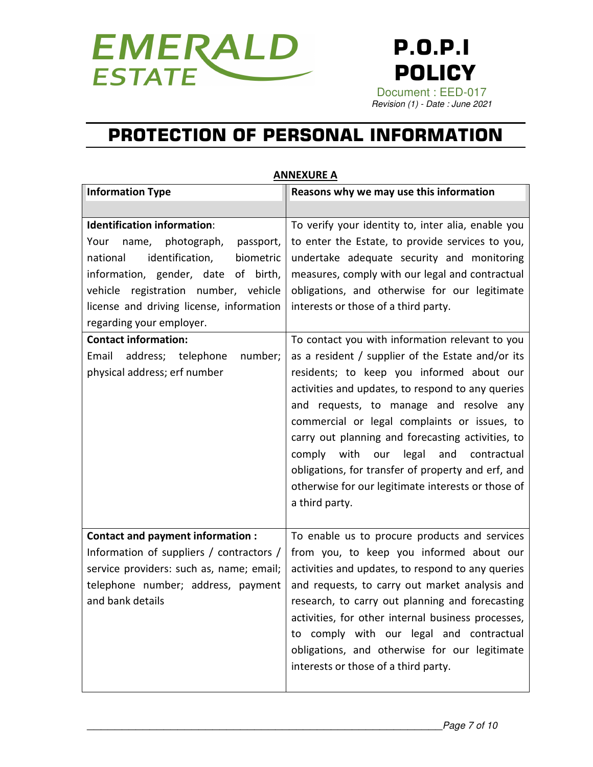# PROTECTION OF PERSONAL INFORMATION

**ANNEXURE A**

| Information Type | Reasons why we may use this information |
| --- | --- |
| **Identification information**:<br>Your name, photograph, passport, national identification, biometric information, gender, date of birth, vehicle registration number, vehicle license and driving license, information regarding your employer. | To verify your identity to, inter alia, enable you to enter the Estate, to provide services to you, undertake adequate security and monitoring measures, comply with our legal and contractual obligations, and otherwise for our legitimate interests or those of a third party. |
| **Contact information:**<br>Email address; telephone number; physical address; erf number | To contact you with information relevant to you as a resident / supplier of the Estate and/or its residents; to keep you informed about our activities and updates, to respond to any queries and requests, to manage and resolve any commercial or legal complaints or issues, to carry out planning and forecasting activities, to comply with our legal and contractual obligations, for transfer of property and erf, and otherwise for our legitimate interests or those of a third party. |
| **Contact and payment information :**<br>Information of suppliers / contractors / service providers: such as, name; email; telephone number; address, payment and bank details | To enable us to procure products and services from you, to keep you informed about our activities and updates, to respond to any queries and requests, to carry out market analysis and research, to carry out planning and forecasting activities, for other internal business processes, to comply with our legal and contractual obligations, and otherwise for our legitimate interests or those of a third party. |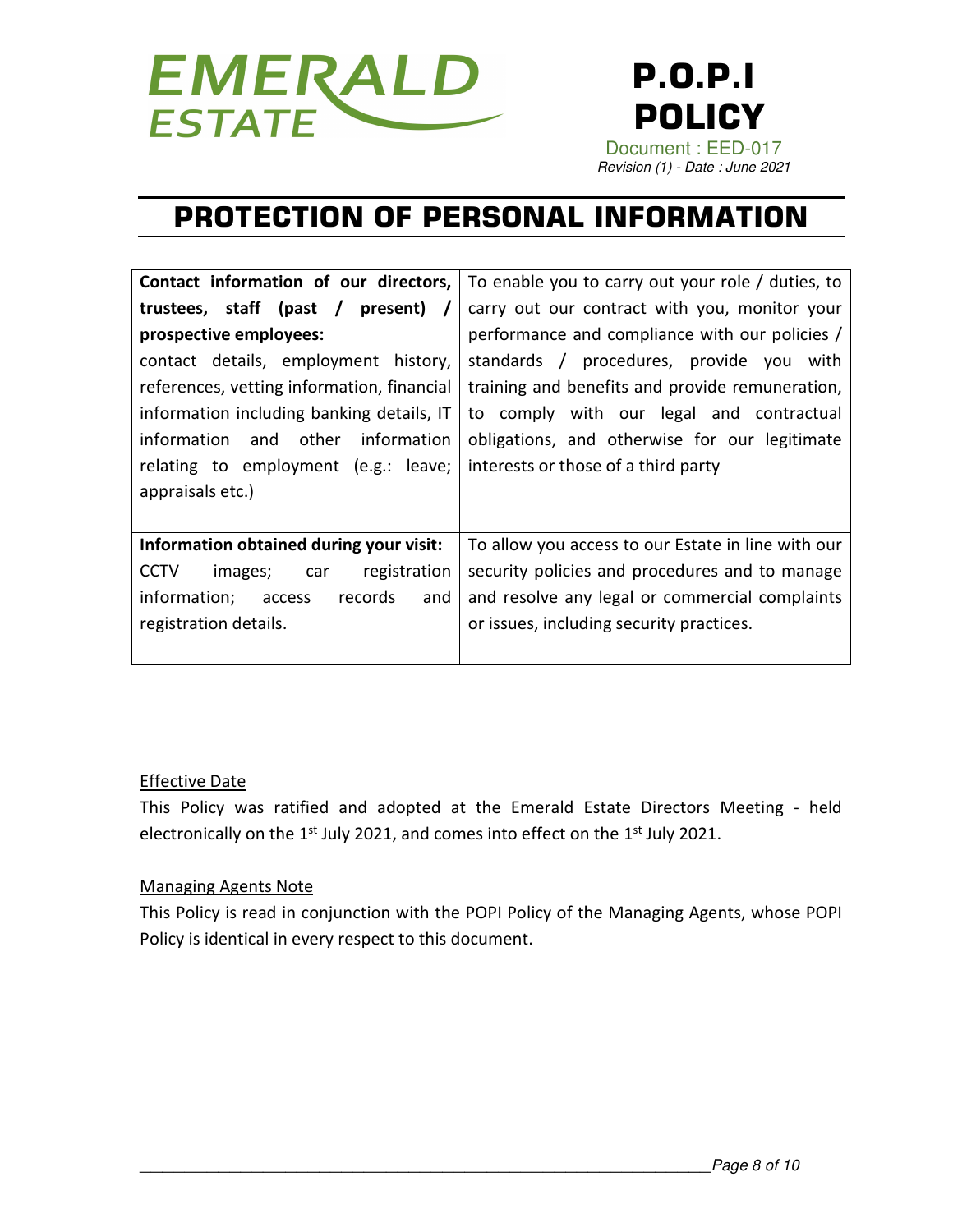# PROTECTION OF PERSONAL INFORMATION

| | |
|---|---|
| **Contact information of our directors, trustees, staff (past / present) / prospective employees:** contact details, employment history, references, vetting information, financial information including banking details, IT information and other information relating to employment (e.g.: leave; appraisals etc.) | To enable you to carry out your role / duties, to carry out our contract with you, monitor your performance and compliance with our policies / standards / procedures, provide you with training and benefits and provide remuneration, to comply with our legal and contractual obligations, and otherwise for our legitimate interests or those of a third party |
| **Information obtained during your visit:** CCTV images; car registration information; access records and registration details. | To allow you access to our Estate in line with our security policies and procedures and to manage and resolve any legal or commercial complaints or issues, including security practices. |

<u>Effective Date</u>

This Policy was ratified and adopted at the Emerald Estate Directors Meeting - held electronically on the 1st July 2021, and comes into effect on the 1st July 2021.

<u>Managing Agents Note</u>

This Policy is read in conjunction with the POPI Policy of the Managing Agents, whose POPI Policy is identical in every respect to this document.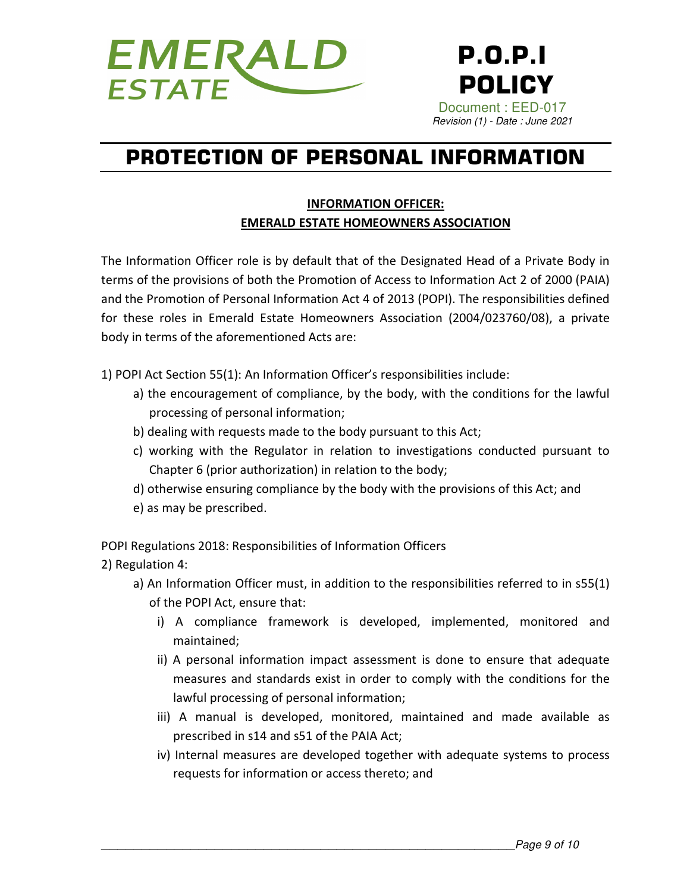# PROTECTION OF PERSONAL INFORMATION

**INFORMATION OFFICER:**
**EMERALD ESTATE HOMEOWNERS ASSOCIATION**

The Information Officer role is by default that of the Designated Head of a Private Body in terms of the provisions of both the Promotion of Access to Information Act 2 of 2000 (PAIA) and the Promotion of Personal Information Act 4 of 2013 (POPI). The responsibilities defined for these roles in Emerald Estate Homeowners Association (2004/023760/08), a private body in terms of the aforementioned Acts are:

1) POPI Act Section 55(1): An Information Officer's responsibilities include:
   a) the encouragement of compliance, by the body, with the conditions for the lawful processing of personal information;
   b) dealing with requests made to the body pursuant to this Act;
   c) working with the Regulator in relation to investigations conducted pursuant to Chapter 6 (prior authorization) in relation to the body;
   d) otherwise ensuring compliance by the body with the provisions of this Act; and
   e) as may be prescribed.

POPI Regulations 2018: Responsibilities of Information Officers

2) Regulation 4:
   a) An Information Officer must, in addition to the responsibilities referred to in s55(1) of the POPI Act, ensure that:
      i) A compliance framework is developed, implemented, monitored and maintained;
      ii) A personal information impact assessment is done to ensure that adequate measures and standards exist in order to comply with the conditions for the lawful processing of personal information;
      iii) A manual is developed, monitored, maintained and made available as prescribed in s14 and s51 of the PAIA Act;
      iv) Internal measures are developed together with adequate systems to process requests for information or access thereto; and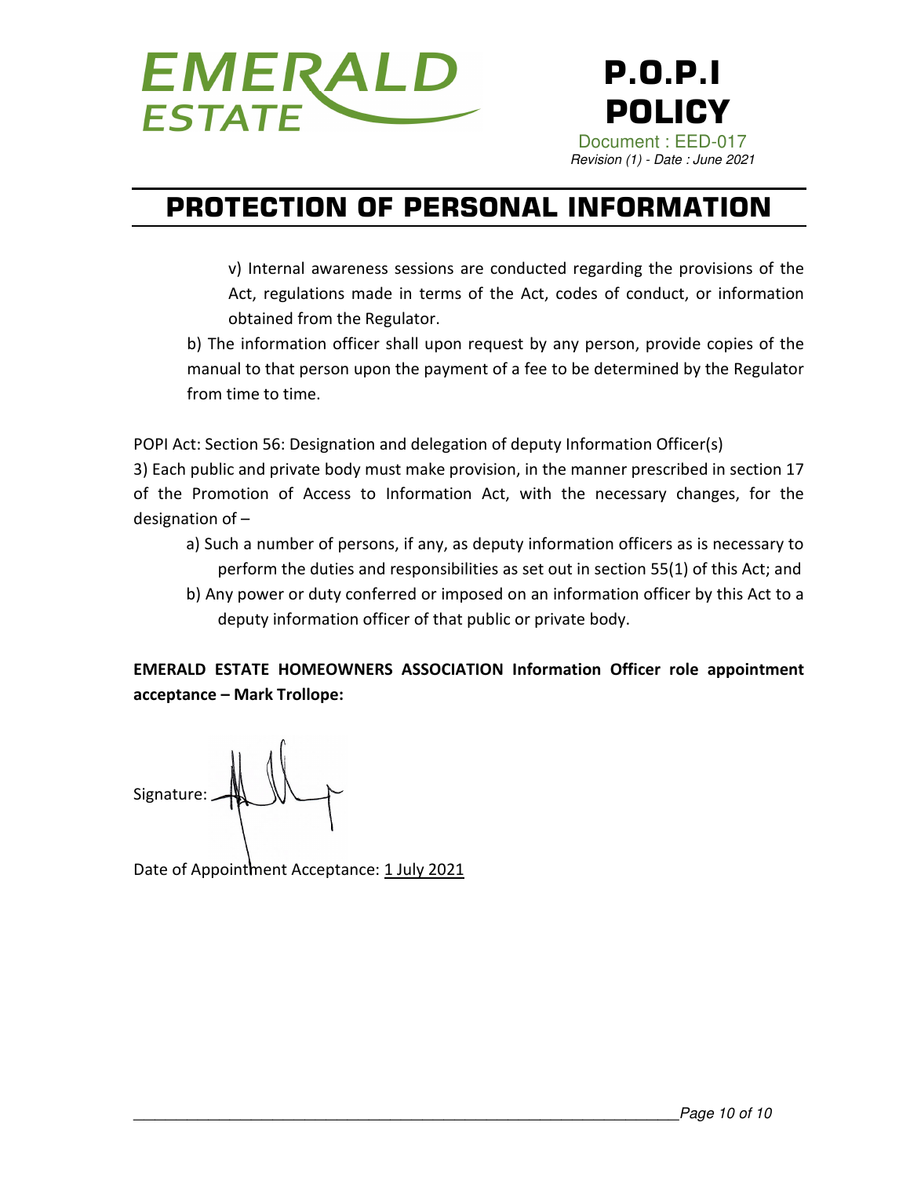v) Internal awareness sessions are conducted regarding the provisions of the Act, regulations made in terms of the Act, codes of conduct, or information obtained from the Regulator.

b) The information officer shall upon request by any person, provide copies of the manual to that person upon the payment of a fee to be determined by the Regulator from time to time.

POPI Act: Section 56: Designation and delegation of deputy Information Officer(s)

3) Each public and private body must make provision, in the manner prescribed in section 17 of the Promotion of Access to Information Act, with the necessary changes, for the designation of –

a) Such a number of persons, if any, as deputy information officers as is necessary to perform the duties and responsibilities as set out in section 55(1) of this Act; and

b) Any power or duty conferred or imposed on an information officer by this Act to a deputy information officer of that public or private body.

**EMERALD ESTATE HOMEOWNERS ASSOCIATION Information Officer role appointment acceptance – Mark Trollope:**

Signature:

Date of Appointment Acceptance: 1 July 2021